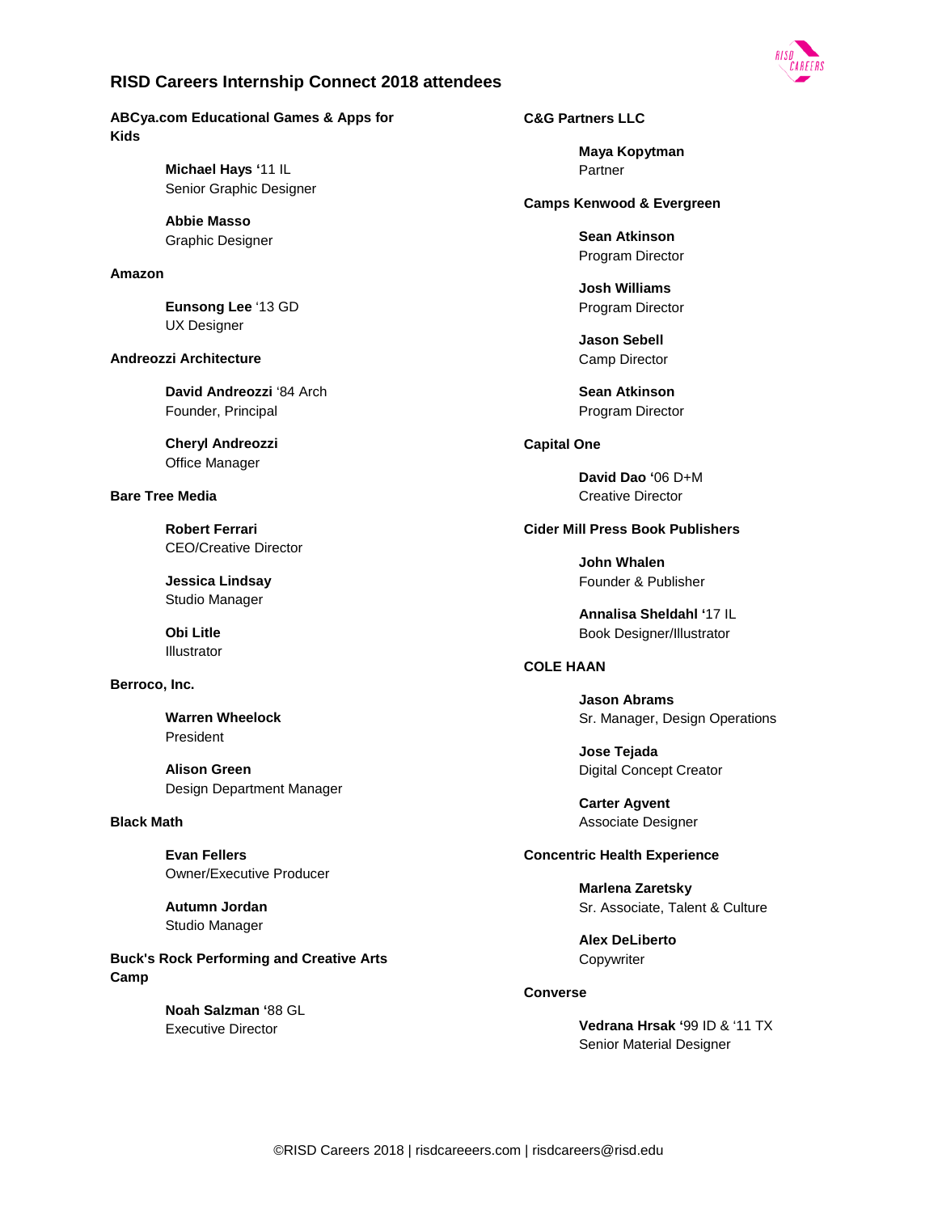# RISD Careers Internship Connect 2018 attendees

**ABCya.com Educational Games & Apps for Kids**

**Michael Hays '**11 IL
Senior Graphic Designer

**Abbie Masso**
Graphic Designer

**Amazon**

**Eunsong Lee** '13 GD
UX Designer

**Andreozzi Architecture**

**David Andreozzi** '84 Arch
Founder, Principal

**Cheryl Andreozzi**
Office Manager

**Bare Tree Media**

**Robert Ferrari**
CEO/Creative Director

**Jessica Lindsay**
Studio Manager

**Obi Litle**
Illustrator

**Berroco, Inc.**

**Warren Wheelock**
President

**Alison Green**
Design Department Manager

**Black Math**

**Evan Fellers**
Owner/Executive Producer

**Autumn Jordan**
Studio Manager

**Buck's Rock Performing and Creative Arts Camp**

**Noah Salzman** '88 GL
Executive Director

**C&G Partners LLC**

**Maya Kopytman**
Partner

**Camps Kenwood & Evergreen**

**Sean Atkinson**
Program Director

**Josh Williams**
Program Director

**Jason Sebell**
Camp Director

**Sean Atkinson**
Program Director

**Capital One**

**David Dao '**06 D+M
Creative Director

**Cider Mill Press Book Publishers**

**John Whalen**
Founder & Publisher

**Annalisa Sheldahl '**17 IL
Book Designer/Illustrator

**COLE HAAN**

**Jason Abrams**
Sr. Manager, Design Operations

**Jose Tejada**
Digital Concept Creator

**Carter Agvent**
Associate Designer

**Concentric Health Experience**

**Marlena Zaretsky**
Sr. Associate, Talent & Culture

**Alex DeLiberto**
Copywriter

**Converse**

**Vedrana Hrsak '**99 ID & '11 TX
Senior Material Designer

©RISD Careers 2018 | risdcareeers.com | risdcareers@risd.edu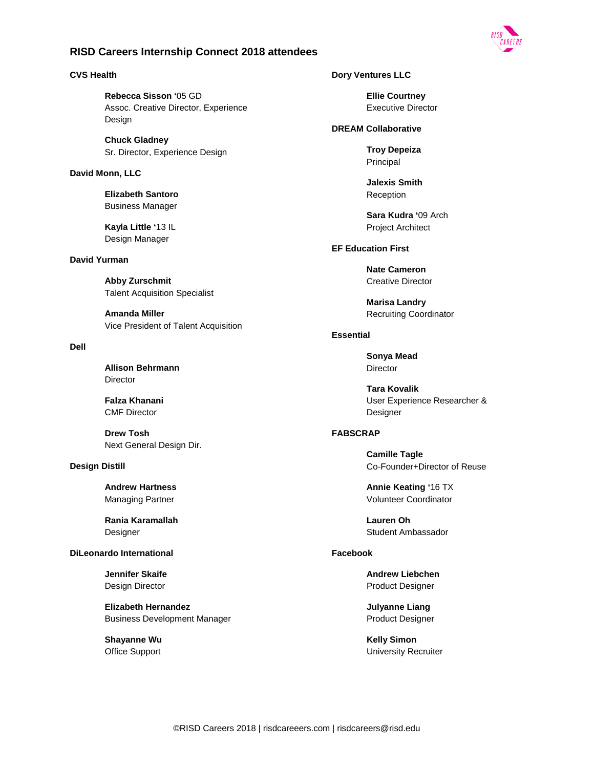## RISD Careers Internship Connect 2018 attendees

### CVS Health

**Rebecca Sisson '**05 GD
Assoc. Creative Director, Experience Design

**Chuck Gladney**
Sr. Director, Experience Design

### David Monn, LLC

**Elizabeth Santoro**
Business Manager

**Kayla Little '**13 IL
Design Manager

### David Yurman

**Abby Zurschmit**
Talent Acquisition Specialist

**Amanda Miller**
Vice President of Talent Acquisition

### Dell

**Allison Behrmann**
Director

**Falza Khanani**
CMF Director

**Drew Tosh**
Next General Design Dir.

### Design Distill

**Andrew Hartness**
Managing Partner

**Rania Karamallah**
Designer

### DiLeonardo International

**Jennifer Skaife**
Design Director

**Elizabeth Hernandez**
Business Development Manager

**Shayanne Wu**
Office Support

### Dory Ventures LLC

**Ellie Courtney**
Executive Director

### DREAM Collaborative

**Troy Depeiza**
Principal

**Jalexis Smith**
Reception

**Sara Kudra '**09 Arch
Project Architect

### EF Education First

**Nate Cameron**
Creative Director

**Marisa Landry**
Recruiting Coordinator

### Essential

**Sonya Mead**
Director

**Tara Kovalik**
User Experience Researcher & Designer

### FABSCRAP

**Camille Tagle**
Co-Founder+Director of Reuse

**Annie Keating '**16 TX
Volunteer Coordinator

**Lauren Oh**
Student Ambassador

### Facebook

**Andrew Liebchen**
Product Designer

**Julyanne Liang**
Product Designer

**Kelly Simon**
University Recruiter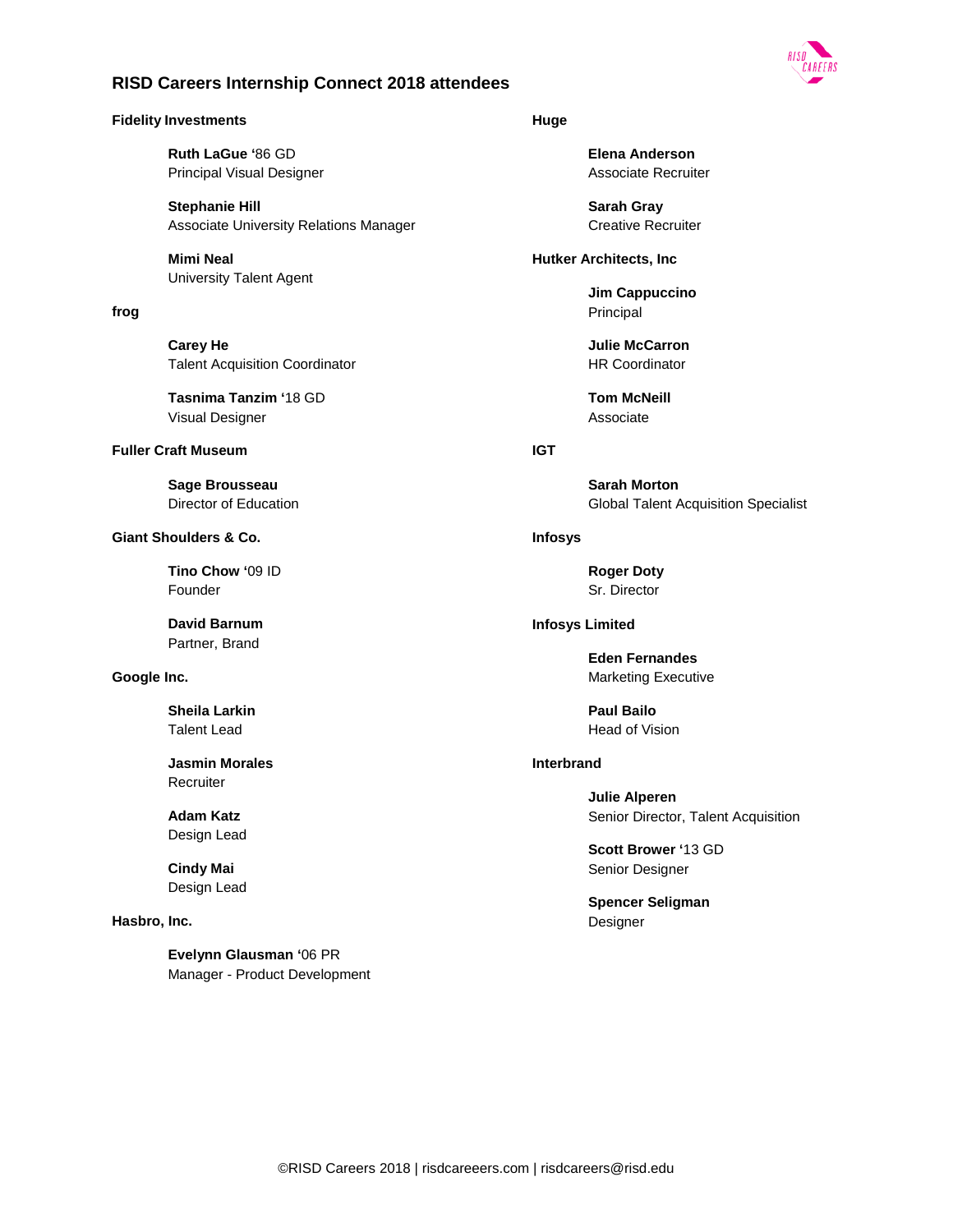## RISD Careers Internship Connect 2018 attendees

### Fidelity Investments

**Ruth LaGue '**86 GD
Principal Visual Designer

**Stephanie Hill**
Associate University Relations Manager

**Mimi Neal**
University Talent Agent

### frog

**Carey He**
Talent Acquisition Coordinator

**Tasnima Tanzim '**18 GD
Visual Designer

### Fuller Craft Museum

**Sage Brousseau**
Director of Education

### Giant Shoulders & Co.

**Tino Chow '**09 ID
Founder

**David Barnum**
Partner, Brand

### Google Inc.

**Sheila Larkin**
Talent Lead

**Jasmin Morales**
Recruiter

**Adam Katz**
Design Lead

**Cindy Mai**
Design Lead

### Hasbro, Inc.

**Evelynn Glausman '**06 PR
Manager - Product Development

### Huge

**Elena Anderson**
Associate Recruiter

**Sarah Gray**
Creative Recruiter

### Hutker Architects, Inc

**Jim Cappuccino**
Principal

**Julie McCarron**
HR Coordinator

**Tom McNeill**
Associate

### IGT

**Sarah Morton**
Global Talent Acquisition Specialist

### Infosys

**Roger Doty**
Sr. Director

### Infosys Limited

**Eden Fernandes**
Marketing Executive

**Paul Bailo**
Head of Vision

### Interbrand

**Julie Alperen**
Senior Director, Talent Acquisition

**Scott Brower '**13 GD
Senior Designer

**Spencer Seligman**
Designer

©RISD Careers 2018 | risdcareeers.com | risdcareers@risd.edu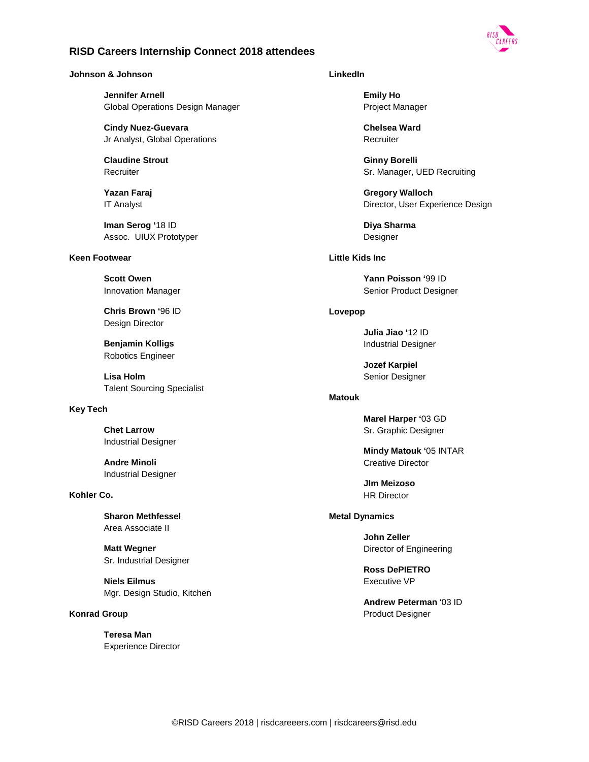## RISD Careers Internship Connect 2018 attendees

### Johnson & Johnson

**Jennifer Arnell**
Global Operations Design Manager

**Cindy Nuez-Guevara**
Jr Analyst, Global Operations

**Claudine Strout**
Recruiter

**Yazan Faraj**
IT Analyst

**Iman Serog '**18 ID
Assoc. UIUX Prototyper

### Keen Footwear

**Scott Owen**
Innovation Manager

**Chris Brown '**96 ID
Design Director

**Benjamin Kolligs**
Robotics Engineer

**Lisa Holm**
Talent Sourcing Specialist

### Key Tech

**Chet Larrow**
Industrial Designer

**Andre Minoli**
Industrial Designer

### Kohler Co.

**Sharon Methfessel**
Area Associate II

**Matt Wegner**
Sr. Industrial Designer

**Niels Eilmus**
Mgr. Design Studio, Kitchen

### Konrad Group

**Teresa Man**
Experience Director

### LinkedIn

**Emily Ho**
Project Manager

**Chelsea Ward**
Recruiter

**Ginny Borelli**
Sr. Manager, UED Recruiting

**Gregory Walloch**
Director, User Experience Design

**Diya Sharma**
Designer

### Little Kids Inc

**Yann Poisson '**99 ID
Senior Product Designer

### Lovepop

**Julia Jiao '**12 ID
Industrial Designer

**Jozef Karpiel**
Senior Designer

### Matouk

**Marel Harper '**03 GD
Sr. Graphic Designer

**Mindy Matouk '**05 INTAR
Creative Director

**JIm Meizoso**
HR Director

### Metal Dynamics

**John Zeller**
Director of Engineering

**Ross DePIETRO**
Executive VP

**Andrew Peterman** '03 ID
Product Designer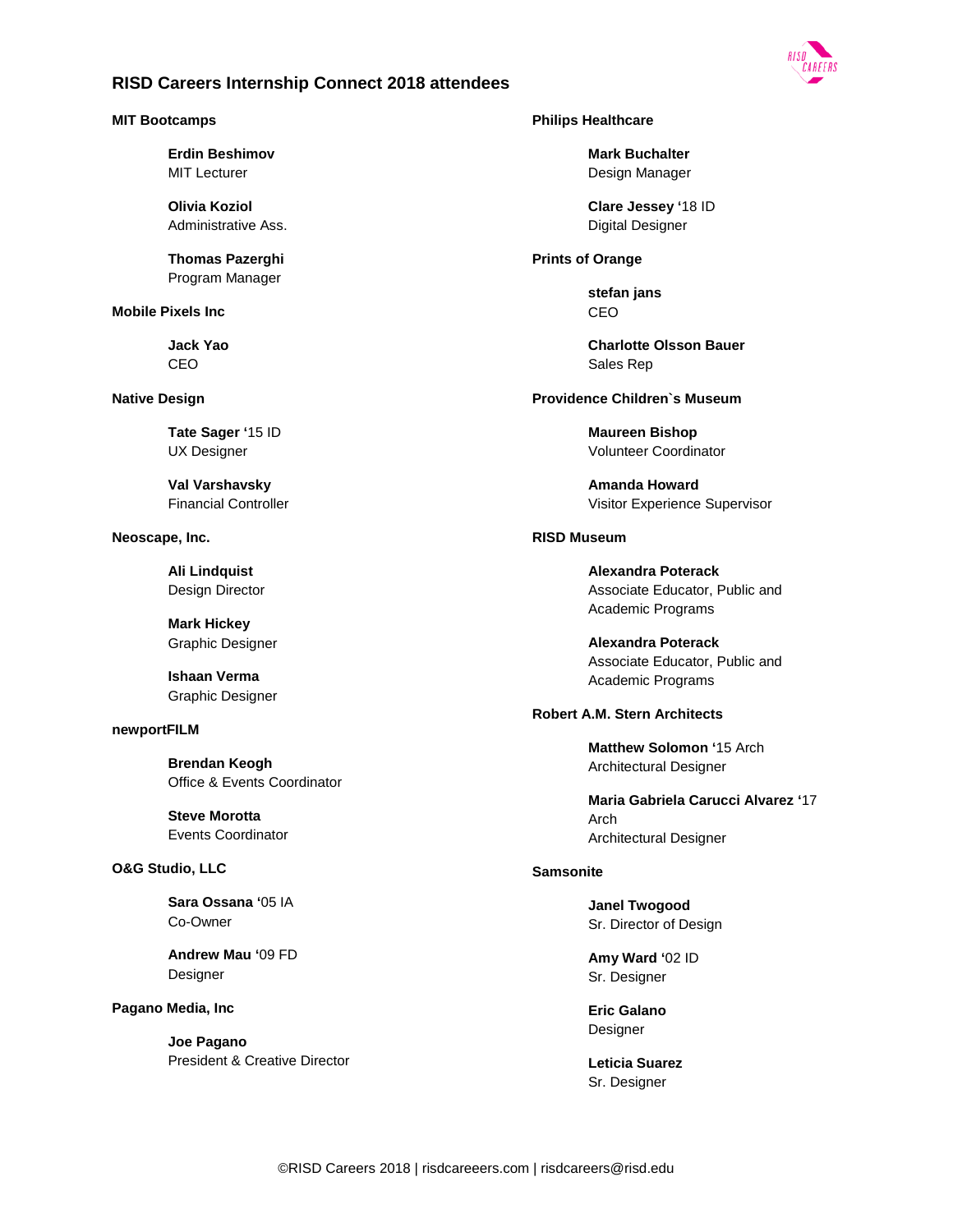## RISD Careers Internship Connect 2018 attendees

### MIT Bootcamps

**Erdin Beshimov**
MIT Lecturer

**Olivia Koziol**
Administrative Ass.

**Thomas Pazerghi**
Program Manager

### Mobile Pixels Inc

**Jack Yao**
CEO

### Native Design

**Tate Sager '**15 ID
UX Designer

**Val Varshavsky**
Financial Controller

### Neoscape, Inc.

**Ali Lindquist**
Design Director

**Mark Hickey**
Graphic Designer

**Ishaan Verma**
Graphic Designer

### newportFILM

**Brendan Keogh**
Office & Events Coordinator

**Steve Morotta**
Events Coordinator

### O&G Studio, LLC

**Sara Ossana '**05 IA
Co-Owner

**Andrew Mau '**09 FD
Designer

### Pagano Media, Inc

**Joe Pagano**
President & Creative Director

### Philips Healthcare

**Mark Buchalter**
Design Manager

**Clare Jessey '**18 ID
Digital Designer

### Prints of Orange

**stefan jans**
CEO

**Charlotte Olsson Bauer**
Sales Rep

### Providence Children`s Museum

**Maureen Bishop**
Volunteer Coordinator

**Amanda Howard**
Visitor Experience Supervisor

### RISD Museum

**Alexandra Poterack**
Associate Educator, Public and Academic Programs

**Alexandra Poterack**
Associate Educator, Public and Academic Programs

### Robert A.M. Stern Architects

**Matthew Solomon '**15 Arch
Architectural Designer

**Maria Gabriela Carucci Alvarez '**17 Arch
Architectural Designer

### Samsonite

**Janel Twogood**
Sr. Director of Design

**Amy Ward '**02 ID
Sr. Designer

**Eric Galano**
Designer

**Leticia Suarez**
Sr. Designer

©RISD Careers 2018 | risdcareeers.com | risdcareers@risd.edu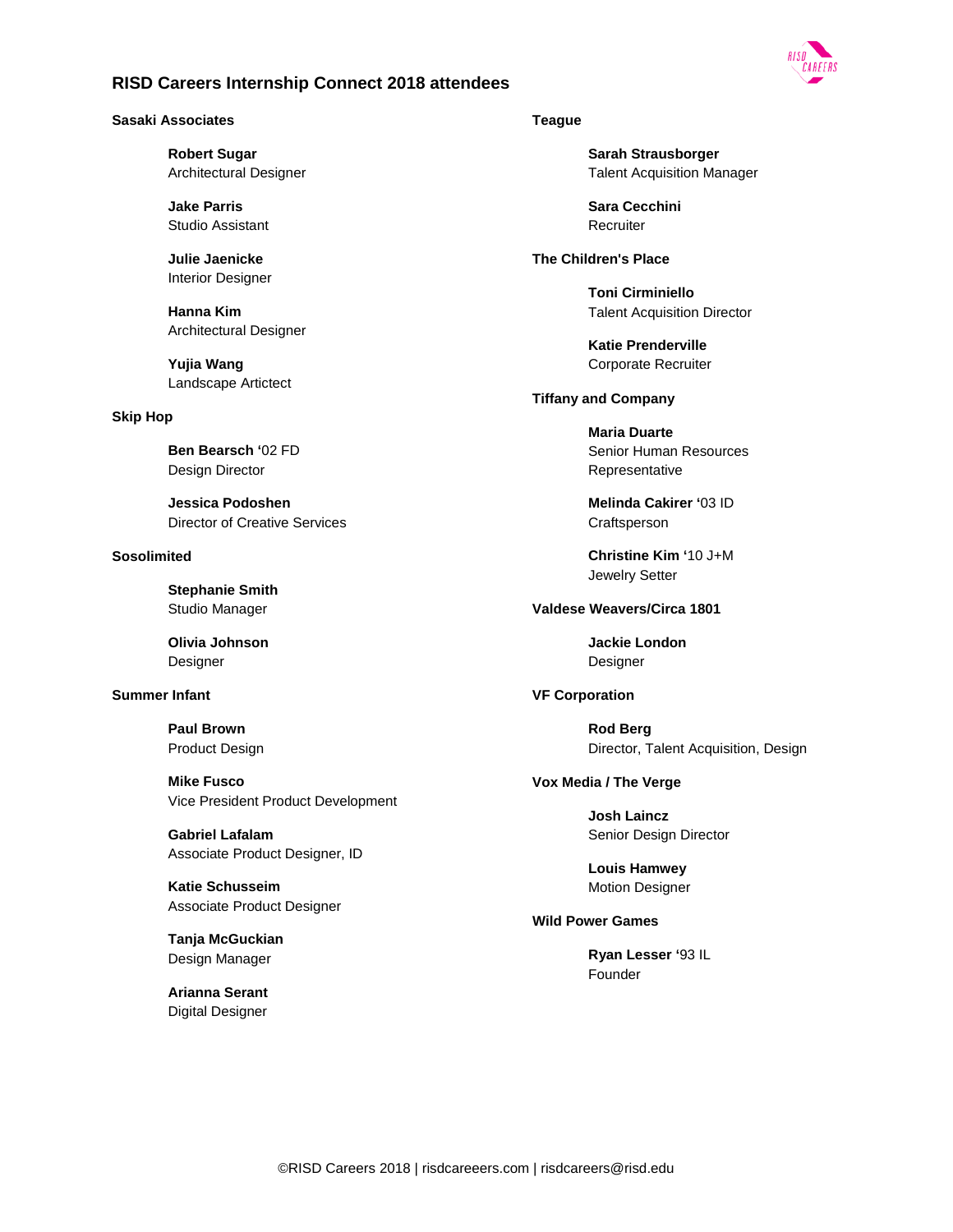## RISD Careers Internship Connect 2018 attendees

**Sasaki Associates**

**Robert Sugar**
Architectural Designer

**Jake Parris**
Studio Assistant

**Julie Jaenicke**
Interior Designer

**Hanna Kim**
Architectural Designer

**Yujia Wang**
Landscape Artictect

**Skip Hop**

**Ben Bearsch** '02 FD
Design Director

**Jessica Podoshen**
Director of Creative Services

**Sosolimited**

**Stephanie Smith**
Studio Manager

**Olivia Johnson**
Designer

**Summer Infant**

**Paul Brown**
Product Design

**Mike Fusco**
Vice President Product Development

**Gabriel Lafalam**
Associate Product Designer, ID

**Katie Schusseim**
Associate Product Designer

**Tanja McGuckian**
Design Manager

**Arianna Serant**
Digital Designer

**Teague**

**Sarah Strausborger**
Talent Acquisition Manager

**Sara Cecchini**
Recruiter

**The Children's Place**

**Toni Cirminiello**
Talent Acquisition Director

**Katie Prenderville**
Corporate Recruiter

**Tiffany and Company**

**Maria Duarte**
Senior Human Resources Representative

**Melinda Cakirer** '03 ID
Craftsperson

**Christine Kim** '10 J+M
Jewelry Setter

**Valdese Weavers/Circa 1801**

**Jackie London**
Designer

**VF Corporation**

**Rod Berg**
Director, Talent Acquisition, Design

**Vox Media / The Verge**

**Josh Laincz**
Senior Design Director

**Louis Hamwey**
Motion Designer

**Wild Power Games**

**Ryan Lesser** '93 IL
Founder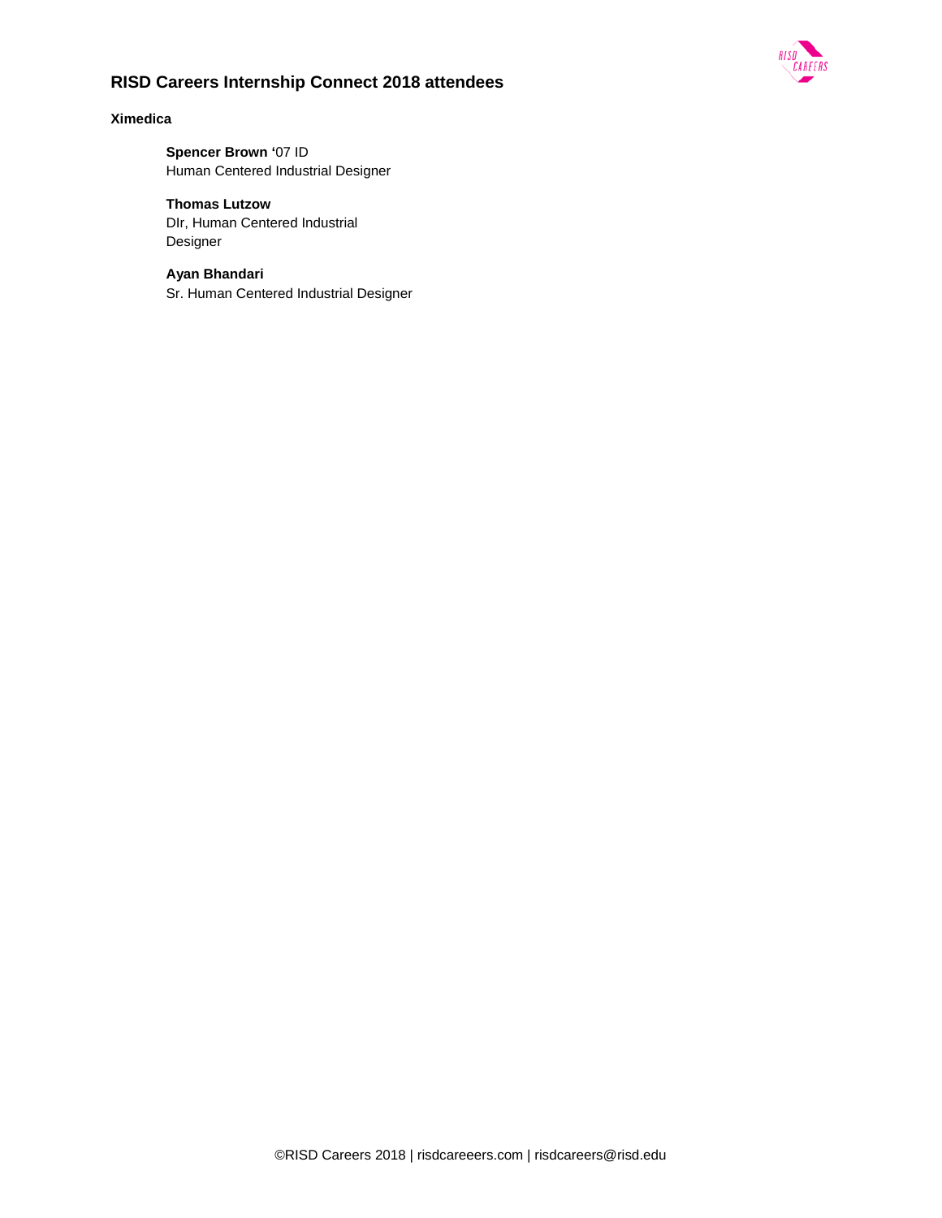## RISD Careers Internship Connect 2018 attendees

**Ximedica**

**Spencer Brown '**07 ID
Human Centered Industrial Designer

**Thomas Lutzow**
DIr, Human Centered Industrial Designer

**Ayan Bhandari**
Sr. Human Centered Industrial Designer